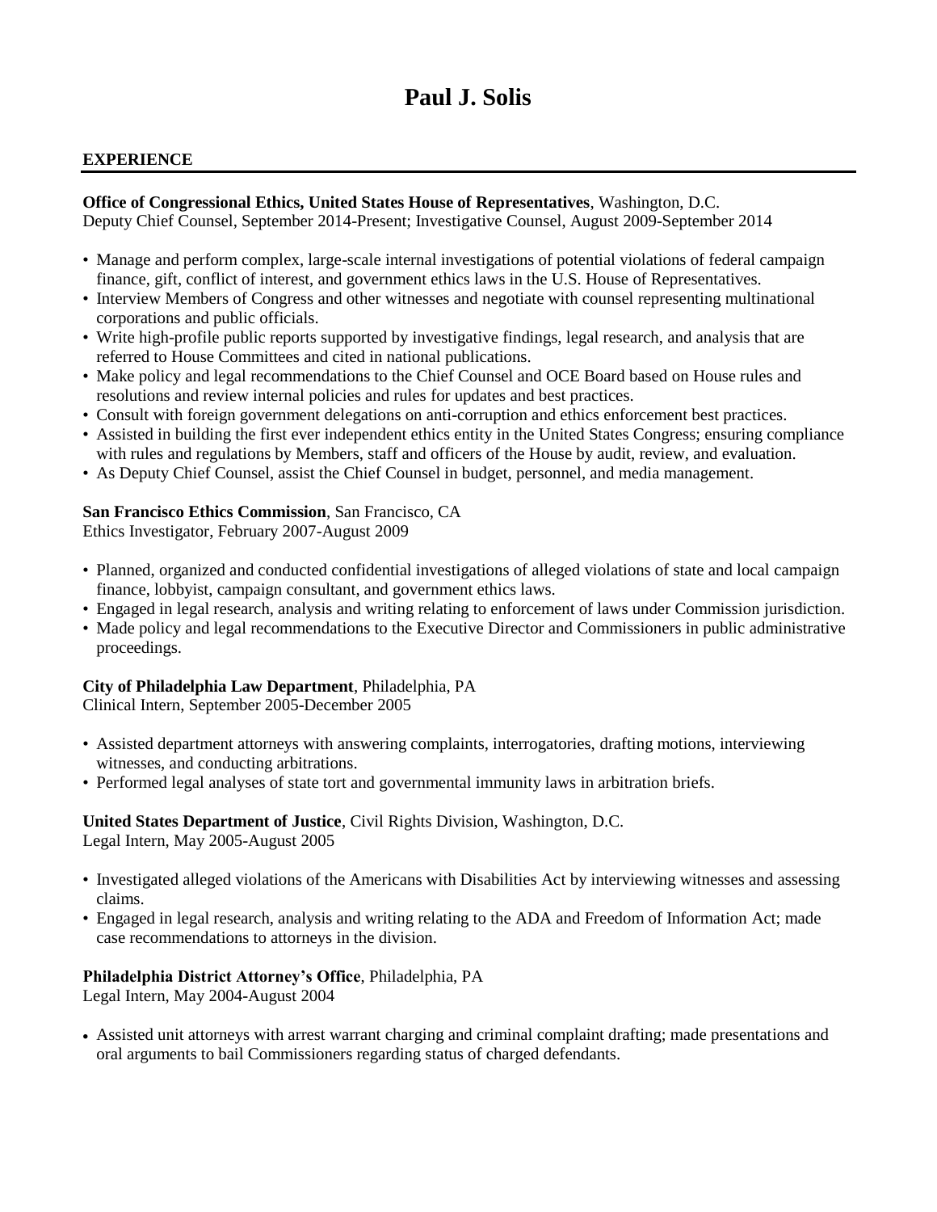# Paul J. Solis

## EXPERIENCE

**Office of Congressional Ethics, United States House of Representatives**, Washington, D.C.
Deputy Chief Counsel, September 2014-Present; Investigative Counsel, August 2009-September 2014

- Manage and perform complex, large-scale internal investigations of potential violations of federal campaign finance, gift, conflict of interest, and government ethics laws in the U.S. House of Representatives.
- Interview Members of Congress and other witnesses and negotiate with counsel representing multinational corporations and public officials.
- Write high-profile public reports supported by investigative findings, legal research, and analysis that are referred to House Committees and cited in national publications.
- Make policy and legal recommendations to the Chief Counsel and OCE Board based on House rules and resolutions and review internal policies and rules for updates and best practices.
- Consult with foreign government delegations on anti-corruption and ethics enforcement best practices.
- Assisted in building the first ever independent ethics entity in the United States Congress; ensuring compliance with rules and regulations by Members, staff and officers of the House by audit, review, and evaluation.
- As Deputy Chief Counsel, assist the Chief Counsel in budget, personnel, and media management.

**San Francisco Ethics Commission**, San Francisco, CA
Ethics Investigator, February 2007-August 2009

- Planned, organized and conducted confidential investigations of alleged violations of state and local campaign finance, lobbyist, campaign consultant, and government ethics laws.
- Engaged in legal research, analysis and writing relating to enforcement of laws under Commission jurisdiction.
- Made policy and legal recommendations to the Executive Director and Commissioners in public administrative proceedings.

**City of Philadelphia Law Department**, Philadelphia, PA
Clinical Intern, September 2005-December 2005

- Assisted department attorneys with answering complaints, interrogatories, drafting motions, interviewing witnesses, and conducting arbitrations.
- Performed legal analyses of state tort and governmental immunity laws in arbitration briefs.

**United States Department of Justice**, Civil Rights Division, Washington, D.C.
Legal Intern, May 2005-August 2005

- Investigated alleged violations of the Americans with Disabilities Act by interviewing witnesses and assessing claims.
- Engaged in legal research, analysis and writing relating to the ADA and Freedom of Information Act; made case recommendations to attorneys in the division.

**Philadelphia District Attorney's Office**, Philadelphia, PA
Legal Intern, May 2004-August 2004

- Assisted unit attorneys with arrest warrant charging and criminal complaint drafting; made presentations and oral arguments to bail Commissioners regarding status of charged defendants.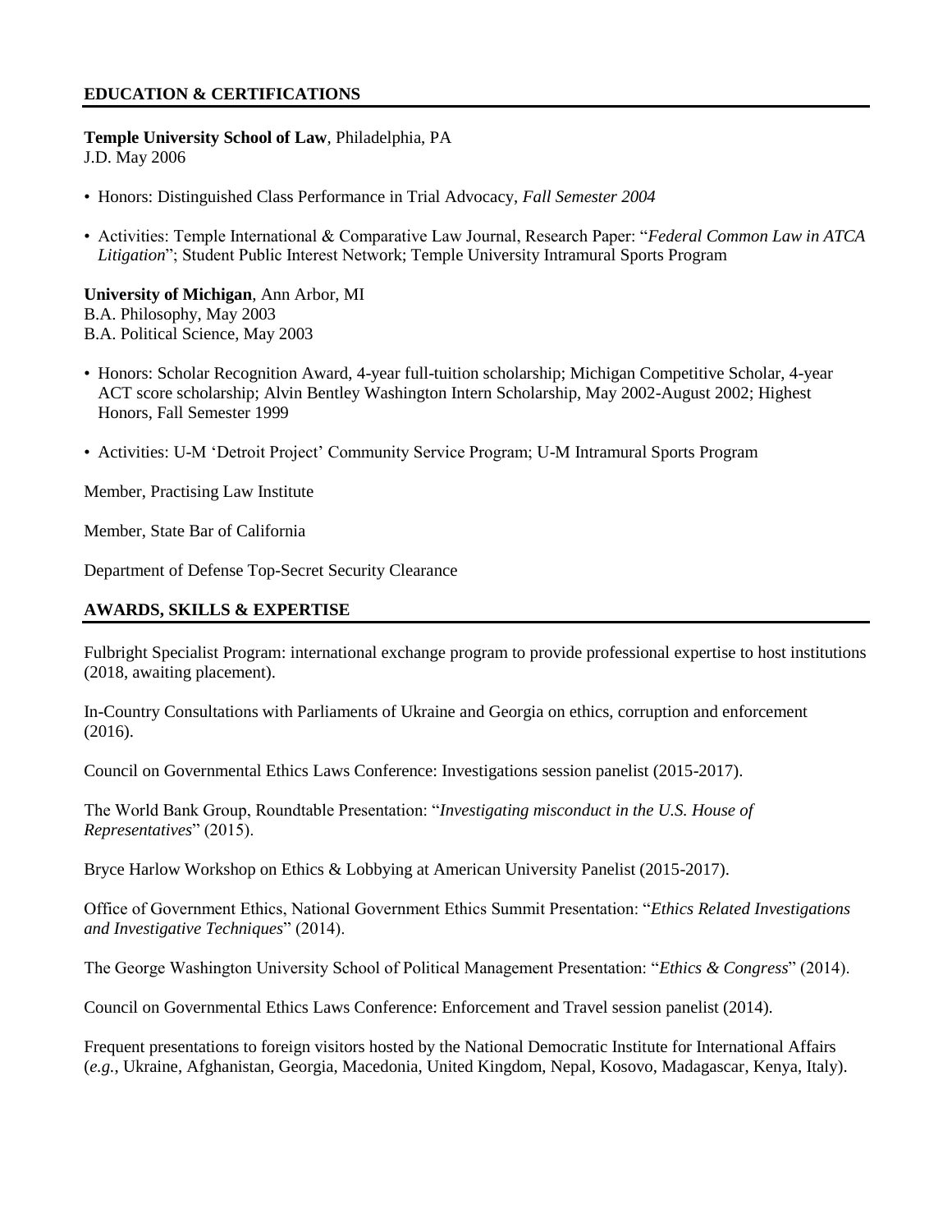## EDUCATION & CERTIFICATIONS

**Temple University School of Law**, Philadelphia, PA
J.D. May 2006

- Honors: Distinguished Class Performance in Trial Advocacy, *Fall Semester 2004*
- Activities: Temple International & Comparative Law Journal, Research Paper: "*Federal Common Law in ATCA Litigation*"; Student Public Interest Network; Temple University Intramural Sports Program

**University of Michigan**, Ann Arbor, MI
B.A. Philosophy, May 2003
B.A. Political Science, May 2003

- Honors: Scholar Recognition Award, 4-year full-tuition scholarship; Michigan Competitive Scholar, 4-year ACT score scholarship; Alvin Bentley Washington Intern Scholarship, May 2002-August 2002; Highest Honors, Fall Semester 1999
- Activities: U-M 'Detroit Project' Community Service Program; U-M Intramural Sports Program

Member, Practising Law Institute

Member, State Bar of California

Department of Defense Top-Secret Security Clearance

## AWARDS, SKILLS & EXPERTISE

Fulbright Specialist Program: international exchange program to provide professional expertise to host institutions (2018, awaiting placement).

In-Country Consultations with Parliaments of Ukraine and Georgia on ethics, corruption and enforcement (2016).

Council on Governmental Ethics Laws Conference: Investigations session panelist (2015-2017).

The World Bank Group, Roundtable Presentation: "*Investigating misconduct in the U.S. House of Representatives*" (2015).

Bryce Harlow Workshop on Ethics & Lobbying at American University Panelist (2015-2017).

Office of Government Ethics, National Government Ethics Summit Presentation: "*Ethics Related Investigations and Investigative Techniques*" (2014).

The George Washington University School of Political Management Presentation: "*Ethics & Congress*" (2014).

Council on Governmental Ethics Laws Conference: Enforcement and Travel session panelist (2014).

Frequent presentations to foreign visitors hosted by the National Democratic Institute for International Affairs (*e.g.*, Ukraine, Afghanistan, Georgia, Macedonia, United Kingdom, Nepal, Kosovo, Madagascar, Kenya, Italy).